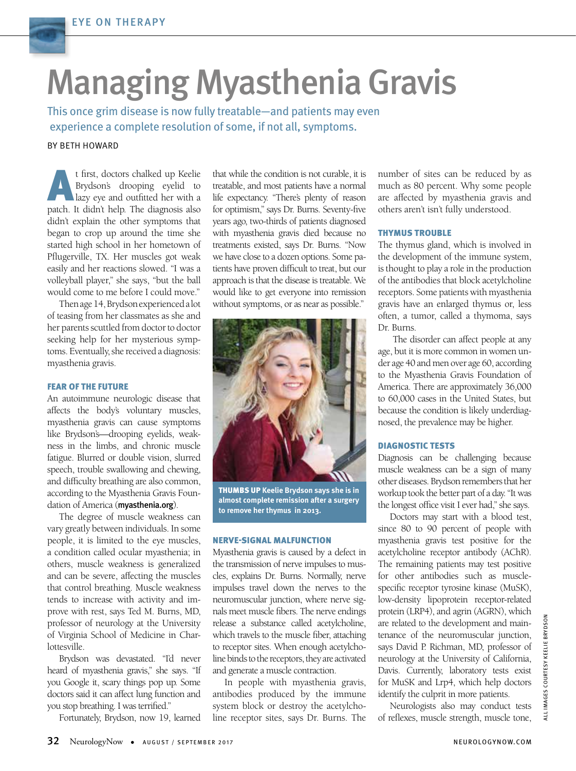# Managing Myasthenia Gravis

This once grim disease is now fully treatable—and patients may even experience a complete resolution of some, if not all, symptoms.

BY BETH HOWARD

At first, doctors chalked up Keelie Brydson's drooping eyelid to lazy eye and outfitted her with a patch. It didn't help. The diagnosis also didn't explain the other symptoms that began to crop up around the time she started high school in her hometown of Pflugerville, TX. Her muscles got weak easily and her reactions slowed. "I was a volleyball player," she says, "but the ball would come to me before I could move."

Then age 14, Brydson experienced a lot of teasing from her classmates as she and her parents scuttled from doctor to doctor seeking help for her mysterious symptoms. Eventually, she received a diagnosis: myasthenia gravis.

## FEAR OF THE FUTURE

An autoimmune neurologic disease that affects the body's voluntary muscles, myasthenia gravis can cause symptoms like Brydson's—drooping eyelids, weakness in the limbs, and chronic muscle fatigue. Blurred or double vision, slurred speech, trouble swallowing and chewing, and difficulty breathing are also common, according to the Myasthenia Gravis Foundation of America (**myasthenia.org**).

The degree of muscle weakness can vary greatly between individuals. In some people, it is limited to the eye muscles, a condition called ocular myasthenia; in others, muscle weakness is generalized and can be severe, affecting the muscles that control breathing. Muscle weakness tends to increase with activity and improve with rest, says Ted M. Burns, MD, professor of neurology at the University of Virginia School of Medicine in Charlottesville.

Brydson was devastated. "I'd never heard of myasthenia gravis," she says. "If you Google it, scary things pop up. Some doctors said it can affect lung function and you stop breathing. I was terrified."

Fortunately, Brydson, now 19, learned that while the condition is not curable, it is treatable, and most patients have a normal life expectancy. "There's plenty of reason for optimism," says Dr. Burns. Seventy-five years ago, two-thirds of patients diagnosed with myasthenia gravis died because no treatments existed, says Dr. Burns. "Now we have close to a dozen options. Some patients have proven difficult to treat, but our approach is that the disease is treatable. We would like to get everyone into remission without symptoms, or as near as possible."

**THUMBS UP** Keelie Brydson says she is in almost complete remission after a surgery to remove her thymus in 2013.

## NERVE-SIGNAL MALFUNCTION

Myasthenia gravis is caused by a defect in the transmission of nerve impulses to muscles, explains Dr. Burns. Normally, nerve impulses travel down the nerves to the neuromuscular junction, where nerve signals meet muscle fibers. The nerve endings release a substance called acetylcholine, which travels to the muscle fiber, attaching to receptor sites. When enough acetylcholine binds to the receptors, they are activated and generate a muscle contraction.

In people with myasthenia gravis, antibodies produced by the immune system block or destroy the acetylcholine receptor sites, says Dr. Burns. The number of sites can be reduced by as much as 80 percent. Why some people are affected by myasthenia gravis and others aren't isn't fully understood.

## THYMUS TROUBLE

The thymus gland, which is involved in the development of the immune system, is thought to play a role in the production of the antibodies that block acetylcholine receptors. Some patients with myasthenia gravis have an enlarged thymus or, less often, a tumor, called a thymoma, says Dr. Burns.

The disorder can affect people at any age, but it is more common in women under age 40 and men over age 60, according to the Myasthenia Gravis Foundation of America. There are approximately 36,000 to 60,000 cases in the United States, but because the condition is likely underdiagnosed, the prevalence may be higher.

## DIAGNOSTIC TESTS

Diagnosis can be challenging because muscle weakness can be a sign of many other diseases. Brydson remembers that her workup took the better part of a day. "It was the longest office visit I ever had," she says.

Doctors may start with a blood test, since 80 to 90 percent of people with myasthenia gravis test positive for the acetylcholine receptor antibody (AChR). The remaining patients may test positive for other antibodies such as muscle-specific receptor tyrosine kinase (MuSK), low-density lipoprotein receptor-related protein (LRP4), and agrin (AGRN), which are related to the development and maintenance of the neuromuscular junction, says David P. Richman, MD, professor of neurology at the University of California, Davis. Currently, laboratory tests exist for MuSK and Lrp4, which help doctors identify the culprit in more patients.

Neurologists also may conduct tests of reflexes, muscle strength, muscle tone,

ALL IMAGES COURTESY KEELIE BRYDSON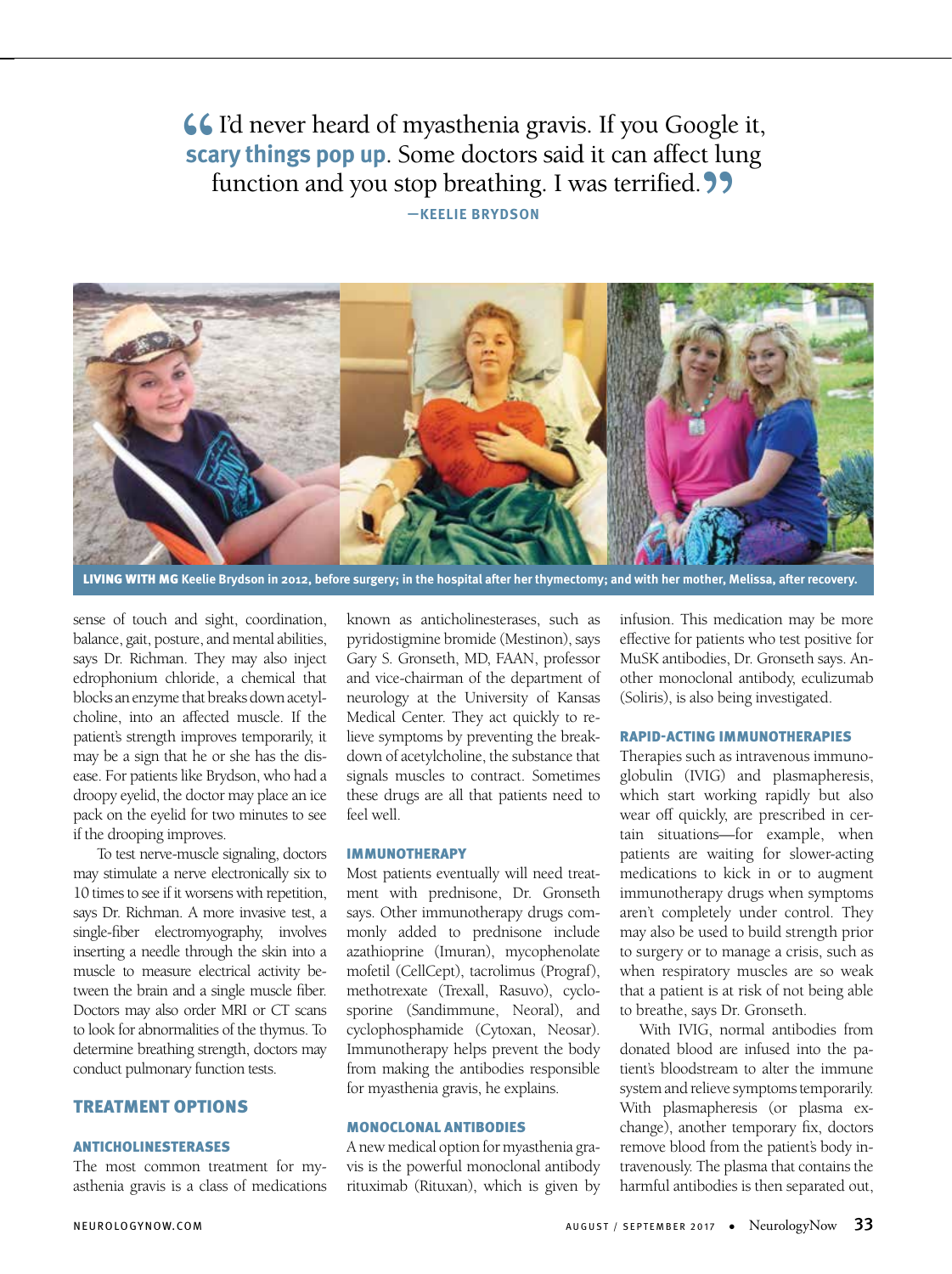> “I'd never heard of myasthenia gravis. If you Google it, **scary things pop up**. Some doctors said it can affect lung function and you stop breathing. I was terrified.”
>
> —KEELIE BRYDSON

**LIVING WITH MG** Keelie Brydson in 2012, before surgery; in the hospital after her thymectomy; and with her mother, Melissa, after recovery.

sense of touch and sight, coordination, balance, gait, posture, and mental abilities, says Dr. Richman. They may also inject edrophonium chloride, a chemical that blocks an enzyme that breaks down acetylcholine, into an affected muscle. If the patient's strength improves temporarily, it may be a sign that he or she has the disease. For patients like Brydson, who had a droopy eyelid, the doctor may place an ice pack on the eyelid for two minutes to see if the drooping improves.

To test nerve-muscle signaling, doctors may stimulate a nerve electronically six to 10 times to see if it worsens with repetition, says Dr. Richman. A more invasive test, a single-fiber electromyography, involves inserting a needle through the skin into a muscle to measure electrical activity between the brain and a single muscle fiber. Doctors may also order MRI or CT scans to look for abnormalities of the thymus. To determine breathing strength, doctors may conduct pulmonary function tests.

## TREATMENT OPTIONS

### ANTICHOLINESTERASES

The most common treatment for myasthenia gravis is a class of medications known as anticholinesterases, such as pyridostigmine bromide (Mestinon), says Gary S. Gronseth, MD, FAAN, professor and vice-chairman of the department of neurology at the University of Kansas Medical Center. They act quickly to relieve symptoms by preventing the breakdown of acetylcholine, the substance that signals muscles to contract. Sometimes these drugs are all that patients need to feel well.

### IMMUNOTHERAPY

Most patients eventually will need treatment with prednisone, Dr. Gronseth says. Other immunotherapy drugs commonly added to prednisone include azathioprine (Imuran), mycophenolate mofetil (CellCept), tacrolimus (Prograf), methotrexate (Trexall, Rasuvo), cyclosporine (Sandimmune, Neoral), and cyclophosphamide (Cytoxan, Neosar). Immunotherapy helps prevent the body from making the antibodies responsible for myasthenia gravis, he explains.

### MONOCLONAL ANTIBODIES

A new medical option for myasthenia gravis is the powerful monoclonal antibody rituximab (Rituxan), which is given by infusion. This medication may be more effective for patients who test positive for MuSK antibodies, Dr. Gronseth says. Another monoclonal antibody, eculizumab (Soliris), is also being investigated.

### RAPID-ACTING IMMUNOTHERAPIES

Therapies such as intravenous immunoglobulin (IVIG) and plasmapheresis, which start working rapidly but also wear off quickly, are prescribed in certain situations—for example, when patients are waiting for slower-acting medications to kick in or to augment immunotherapy drugs when symptoms aren't completely under control. They may also be used to build strength prior to surgery or to manage a crisis, such as when respiratory muscles are so weak that a patient is at risk of not being able to breathe, says Dr. Gronseth.

With IVIG, normal antibodies from donated blood are infused into the patient's bloodstream to alter the immune system and relieve symptoms temporarily. With plasmapheresis (or plasma exchange), another temporary fix, doctors remove blood from the patient's body intravenously. The plasma that contains the harmful antibodies is then separated out,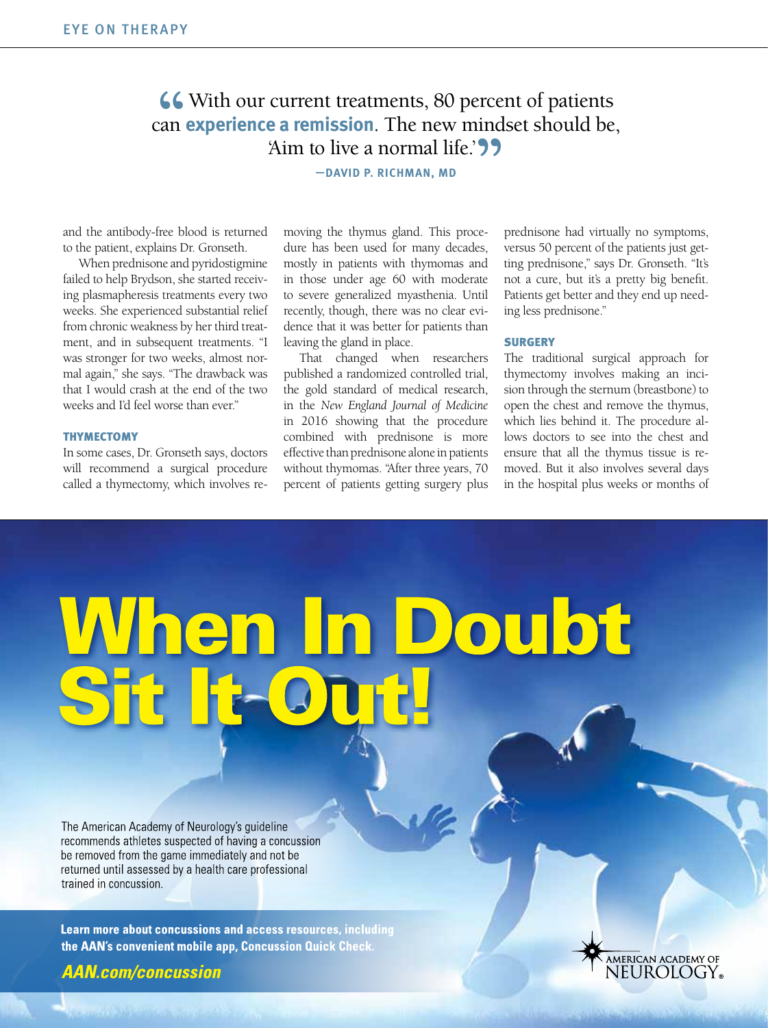> “With our current treatments, 80 percent of patients can **experience a remission**. The new mindset should be, ‘Aim to live a normal life.’”
>
> —DAVID P. RICHMAN, MD

and the antibody-free blood is returned to the patient, explains Dr. Gronseth.

When prednisone and pyridostigmine failed to help Brydson, she started receiving plasmapheresis treatments every two weeks. She experienced substantial relief from chronic weakness by her third treatment, and in subsequent treatments. “I was stronger for two weeks, almost normal again,” she says. “The drawback was that I would crash at the end of the two weeks and I'd feel worse than ever.”

### THYMECTOMY

In some cases, Dr. Gronseth says, doctors will recommend a surgical procedure called a thymectomy, which involves removing the thymus gland. This procedure has been used for many decades, mostly in patients with thymomas and in those under age 60 with moderate to severe generalized myasthenia. Until recently, though, there was no clear evidence that it was better for patients than leaving the gland in place.

That changed when researchers published a randomized controlled trial, the gold standard of medical research, in the *New England Journal of Medicine* in 2016 showing that the procedure combined with prednisone is more effective than prednisone alone in patients without thymomas. “After three years, 70 percent of patients getting surgery plus prednisone had virtually no symptoms, versus 50 percent of the patients just getting prednisone,” says Dr. Gronseth. “It's not a cure, but it's a pretty big benefit. Patients get better and they end up needing less prednisone.”

### SURGERY

The traditional surgical approach for thymectomy involves making an incision through the sternum (breastbone) to open the chest and remove the thymus, which lies behind it. The procedure allows doctors to see into the chest and ensure that all the thymus tissue is removed. But it also involves several days in the hospital plus weeks or months of

# When In Doubt Sit It Out!

The American Academy of Neurology's guideline recommends athletes suspected of having a concussion be removed from the game immediately and not be returned until assessed by a health care professional trained in concussion.

**Learn more about concussions and access resources, including the AAN's convenient mobile app, Concussion Quick Check.**

***AAN.com/concussion***

AMERICAN ACADEMY OF NEUROLOGY®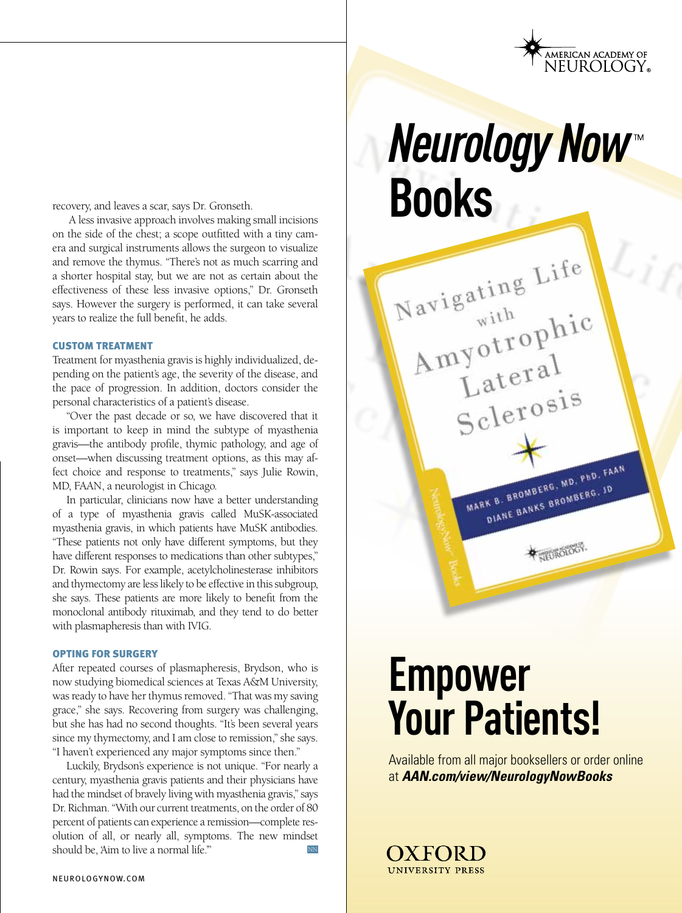recovery, and leaves a scar, says Dr. Gronseth.

A less invasive approach involves making small incisions on the side of the chest; a scope outfitted with a tiny camera and surgical instruments allows the surgeon to visualize and remove the thymus. "There's not as much scarring and a shorter hospital stay, but we are not as certain about the effectiveness of these less invasive options," Dr. Gronseth says. However the surgery is performed, it can take several years to realize the full benefit, he adds.

### CUSTOM TREATMENT

Treatment for myasthenia gravis is highly individualized, depending on the patient's age, the severity of the disease, and the pace of progression. In addition, doctors consider the personal characteristics of a patient's disease.

"Over the past decade or so, we have discovered that it is important to keep in mind the subtype of myasthenia gravis—the antibody profile, thymic pathology, and age of onset—when discussing treatment options, as this may affect choice and response to treatments," says Julie Rowin, MD, FAAN, a neurologist in Chicago.

In particular, clinicians now have a better understanding of a type of myasthenia gravis called MuSK-associated myasthenia gravis, in which patients have MuSK antibodies. "These patients not only have different symptoms, but they have different responses to medications than other subtypes," Dr. Rowin says. For example, acetylcholinesterase inhibitors and thymectomy are less likely to be effective in this subgroup, she says. These patients are more likely to benefit from the monoclonal antibody rituximab, and they tend to do better with plasmapheresis than with IVIG.

### OPTING FOR SURGERY

After repeated courses of plasmapheresis, Brydson, who is now studying biomedical sciences at Texas A&M University, was ready to have her thymus removed. "That was my saving grace," she says. Recovering from surgery was challenging, but she has had no second thoughts. "It's been several years since my thymectomy, and I am close to remission," she says. "I haven't experienced any major symptoms since then."

Luckily, Brydson's experience is not unique. "For nearly a century, myasthenia gravis patients and their physicians have had the mindset of bravely living with myasthenia gravis," says Dr. Richman. "With our current treatments, on the order of 80 percent of patients can experience a remission—complete resolution of all, or nearly all, symptoms. The new mindset should be, 'Aim to live a normal life.'" NN

AMERICAN ACADEMY OF NEUROLOGY®

# *Neurology Now*™ Books

Navigating Life with Amyotrophic Lateral Sclerosis

MARK B. BROMBERG, MD, PhD, FAAN
DIANE BANKS BROMBERG, JD

# Empower Your Patients!

Available from all major booksellers or order online at ***AAN.com/view/NeurologyNowBooks***

OXFORD UNIVERSITY PRESS